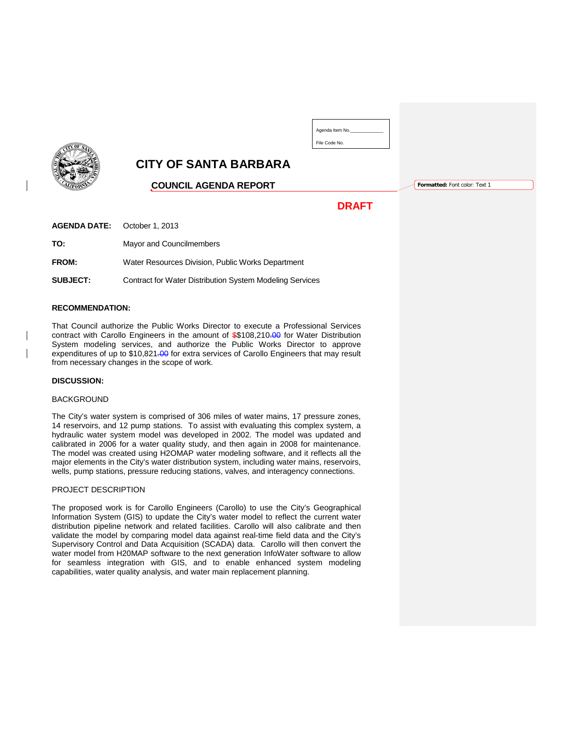Agenda Item No.\_\_\_\_\_\_\_\_\_\_\_\_

File Code No.

# CITY OF SANTA BARBARA

## COUNCIL AGENDA REPORT

**DRAFT**

**AGENDA DATE:** October 1, 2013

**TO:** Mayor and Councilmembers

**FROM:** Water Resources Division, Public Works Department

**SUBJECT:** Contract for Water Distribution System Modeling Services

**RECOMMENDATION:**

That Council authorize the Public Works Director to execute a Professional Services contract with Carollo Engineers in the amount of $$108,210.00 for Water Distribution System modeling services, and authorize the Public Works Director to approve expenditures of up to $10,821.00 for extra services of Carollo Engineers that may result from necessary changes in the scope of work.

**DISCUSSION:**

BACKGROUND

The City's water system is comprised of 306 miles of water mains, 17 pressure zones, 14 reservoirs, and 12 pump stations. To assist with evaluating this complex system, a hydraulic water system model was developed in 2002. The model was updated and calibrated in 2006 for a water quality study, and then again in 2008 for maintenance. The model was created using H2OMAP water modeling software, and it reflects all the major elements in the City's water distribution system, including water mains, reservoirs, wells, pump stations, pressure reducing stations, valves, and interagency connections.

PROJECT DESCRIPTION

The proposed work is for Carollo Engineers (Carollo) to use the City's Geographical Information System (GIS) to update the City's water model to reflect the current water distribution pipeline network and related facilities. Carollo will also calibrate and then validate the model by comparing model data against real-time field data and the City's Supervisory Control and Data Acquisition (SCADA) data. Carollo will then convert the water model from H20MAP software to the next generation InfoWater software to allow for seamless integration with GIS, and to enable enhanced system modeling capabilities, water quality analysis, and water main replacement planning.

**Formatted:** Font color: Text 1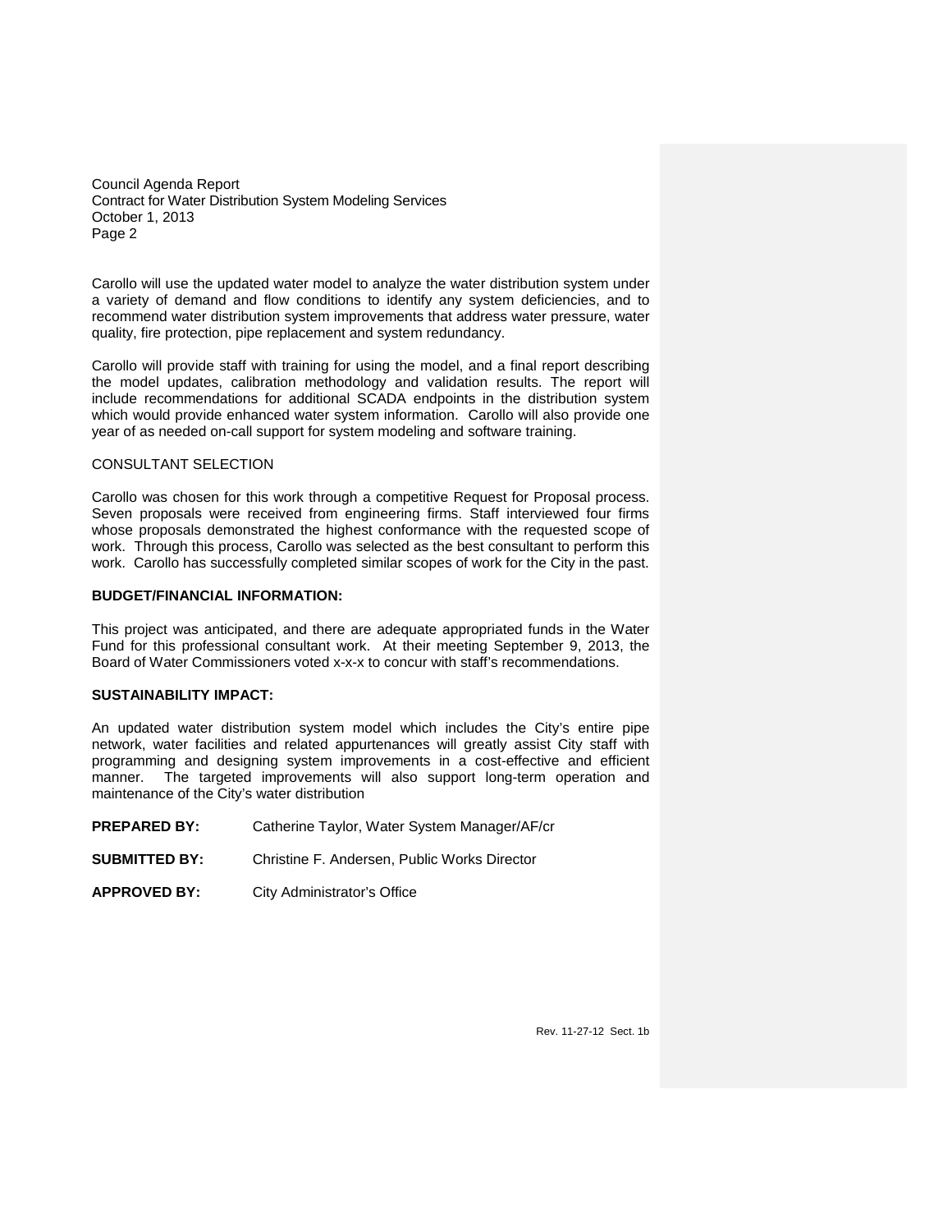Carollo will use the updated water model to analyze the water distribution system under a variety of demand and flow conditions to identify any system deficiencies, and to recommend water distribution system improvements that address water pressure, water quality, fire protection, pipe replacement and system redundancy.

Carollo will provide staff with training for using the model, and a final report describing the model updates, calibration methodology and validation results. The report will include recommendations for additional SCADA endpoints in the distribution system which would provide enhanced water system information. Carollo will also provide one year of as needed on-call support for system modeling and software training.

CONSULTANT SELECTION

Carollo was chosen for this work through a competitive Request for Proposal process. Seven proposals were received from engineering firms. Staff interviewed four firms whose proposals demonstrated the highest conformance with the requested scope of work. Through this process, Carollo was selected as the best consultant to perform this work. Carollo has successfully completed similar scopes of work for the City in the past.

**BUDGET/FINANCIAL INFORMATION:**

This project was anticipated, and there are adequate appropriated funds in the Water Fund for this professional consultant work. At their meeting September 9, 2013, the Board of Water Commissioners voted x-x-x to concur with staff's recommendations.

**SUSTAINABILITY IMPACT:**

An updated water distribution system model which includes the City's entire pipe network, water facilities and related appurtenances will greatly assist City staff with programming and designing system improvements in a cost-effective and efficient manner. The targeted improvements will also support long-term operation and maintenance of the City's water distribution

**PREPARED BY:** Catherine Taylor, Water System Manager/AF/cr

**SUBMITTED BY:** Christine F. Andersen, Public Works Director

**APPROVED BY:** City Administrator's Office

Rev. 11-27-12 Sect. 1b